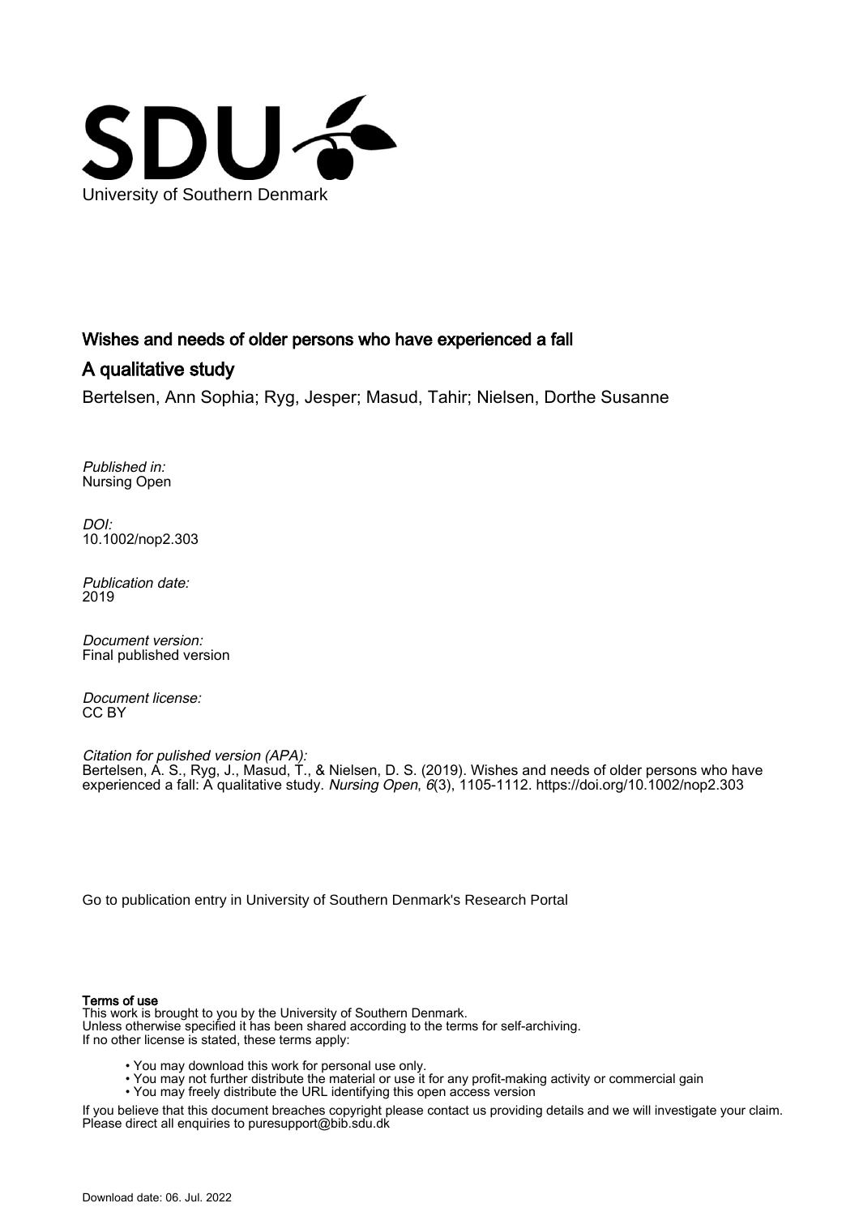University of Southern Denmark

# Wishes and needs of older persons who have experienced a fall

## A qualitative study

Bertelsen, Ann Sophia; Ryg, Jesper; Masud, Tahir; Nielsen, Dorthe Susanne

*Published in:*
Nursing Open

*DOI:*
10.1002/nop2.303

*Publication date:*
2019

*Document version:*
Final published version

*Document license:*
CC BY

*Citation for pulished version (APA):*
Bertelsen, A. S., Ryg, J., Masud, T., & Nielsen, D. S. (2019). Wishes and needs of older persons who have experienced a fall: A qualitative study. *Nursing Open*, *6*(3), 1105-1112. https://doi.org/10.1002/nop2.303

Go to publication entry in University of Southern Denmark's Research Portal

**Terms of use**
This work is brought to you by the University of Southern Denmark.
Unless otherwise specified it has been shared according to the terms for self-archiving.
If no other license is stated, these terms apply:

- You may download this work for personal use only.
- You may not further distribute the material or use it for any profit-making activity or commercial gain
- You may freely distribute the URL identifying this open access version

If you believe that this document breaches copyright please contact us providing details and we will investigate your claim.
Please direct all enquiries to puresupport@bib.sdu.dk

Download date: 06. Jul. 2022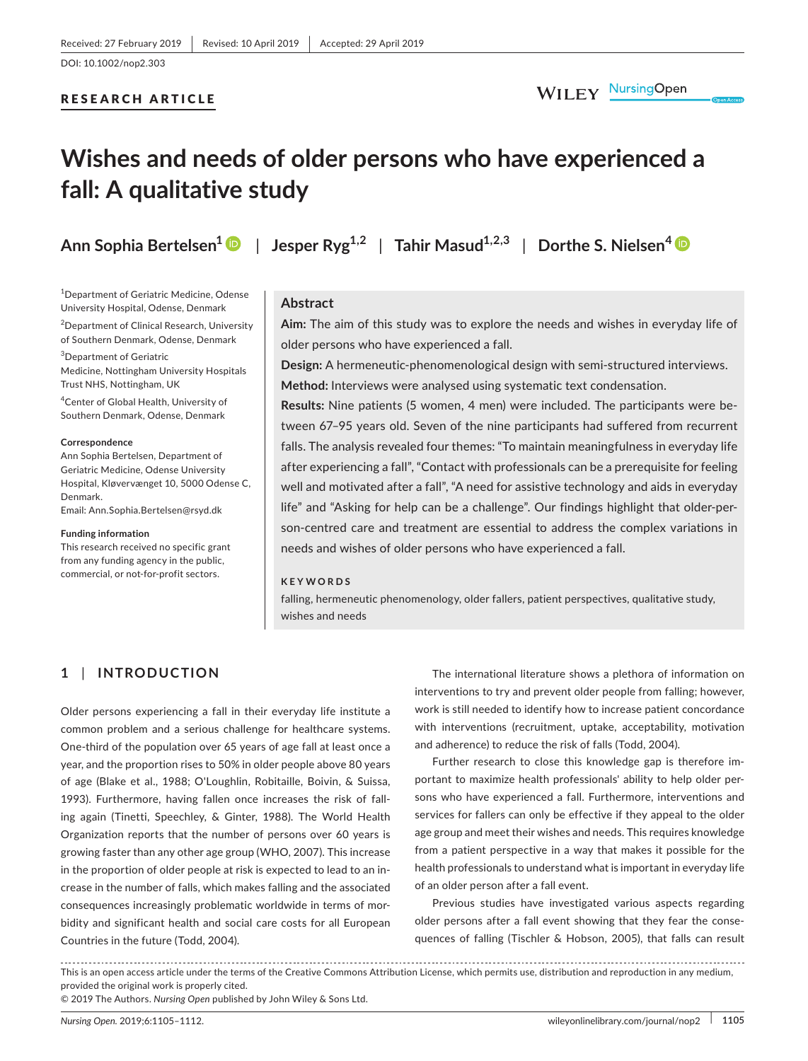Received: 27 February 2019 | Revised: 10 April 2019 | Accepted: 29 April 2019

DOI: 10.1002/nop2.303

**RESEARCH ARTICLE**

# Wishes and needs of older persons who have experienced a fall: A qualitative study

**Ann Sophia Bertelsen**[1] | **Jesper Ryg**[1,2] | **Tahir Masud**[1,2,3] | **Dorthe S. Nielsen**[4]

[1]Department of Geriatric Medicine, Odense University Hospital, Odense, Denmark

[2]Department of Clinical Research, University of Southern Denmark, Odense, Denmark

[3]Department of Geriatric Medicine, Nottingham University Hospitals Trust NHS, Nottingham, UK

[4]Center of Global Health, University of Southern Denmark, Odense, Denmark

**Correspondence**
Ann Sophia Bertelsen, Department of Geriatric Medicine, Odense University Hospital, Kløvervænget 10, 5000 Odense C, Denmark.
Email: Ann.Sophia.Bertelsen@rsyd.dk

**Funding information**
This research received no specific grant from any funding agency in the public, commercial, or not-for-profit sectors.

## Abstract

**Aim:** The aim of this study was to explore the needs and wishes in everyday life of older persons who have experienced a fall.

**Design:** A hermeneutic-phenomenological design with semi-structured interviews.

**Method:** Interviews were analysed using systematic text condensation.

**Results:** Nine patients (5 women, 4 men) were included. The participants were between 67–95 years old. Seven of the nine participants had suffered from recurrent falls. The analysis revealed four themes: "To maintain meaningfulness in everyday life after experiencing a fall", "Contact with professionals can be a prerequisite for feeling well and motivated after a fall", "A need for assistive technology and aids in everyday life" and "Asking for help can be a challenge". Our findings highlight that older-person-centred care and treatment are essential to address the complex variations in needs and wishes of older persons who have experienced a fall.

**KEYWORDS**

falling, hermeneutic phenomenology, older fallers, patient perspectives, qualitative study, wishes and needs

## 1 | INTRODUCTION

Older persons experiencing a fall in their everyday life institute a common problem and a serious challenge for healthcare systems. One-third of the population over 65 years of age fall at least once a year, and the proportion rises to 50% in older people above 80 years of age (Blake et al., 1988; O'Loughlin, Robitaille, Boivin, & Suissa, 1993). Furthermore, having fallen once increases the risk of falling again (Tinetti, Speechley, & Ginter, 1988). The World Health Organization reports that the number of persons over 60 years is growing faster than any other age group (WHO, 2007). This increase in the proportion of older people at risk is expected to lead to an increase in the number of falls, which makes falling and the associated consequences increasingly problematic worldwide in terms of morbidity and significant health and social care costs for all European Countries in the future (Todd, 2004).

The international literature shows a plethora of information on interventions to try and prevent older people from falling; however, work is still needed to identify how to increase patient concordance with interventions (recruitment, uptake, acceptability, motivation and adherence) to reduce the risk of falls (Todd, 2004).

Further research to close this knowledge gap is therefore important to maximize health professionals' ability to help older persons who have experienced a fall. Furthermore, interventions and services for fallers can only be effective if they appeal to the older age group and meet their wishes and needs. This requires knowledge from a patient perspective in a way that makes it possible for the health professionals to understand what is important in everyday life of an older person after a fall event.

Previous studies have investigated various aspects regarding older persons after a fall event showing that they fear the consequences of falling (Tischler & Hobson, 2005), that falls can result

This is an open access article under the terms of the Creative Commons Attribution License, which permits use, distribution and reproduction in any medium, provided the original work is properly cited.
© 2019 The Authors. *Nursing Open* published by John Wiley & Sons Ltd.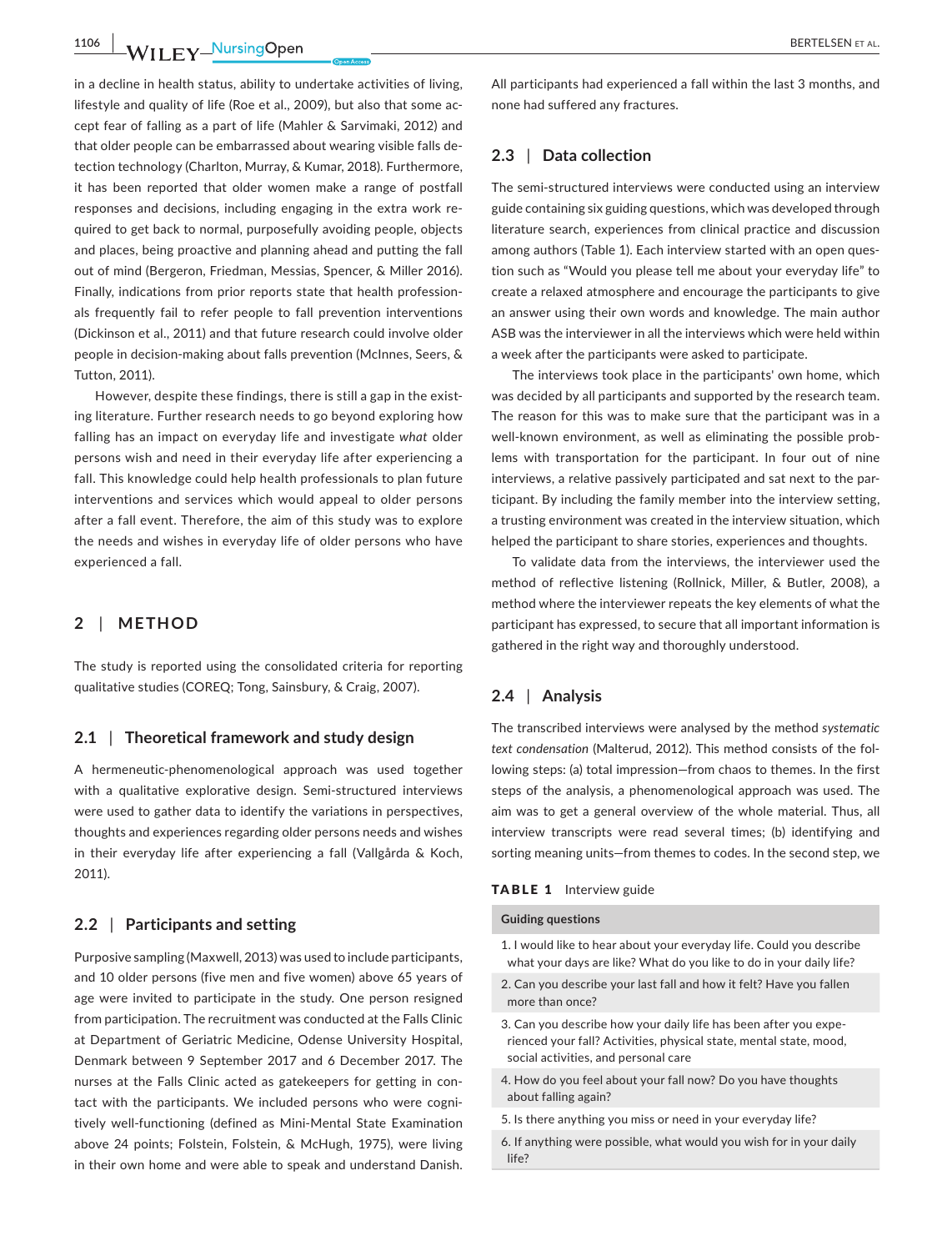in a decline in health status, ability to undertake activities of living, lifestyle and quality of life (Roe et al., 2009), but also that some accept fear of falling as a part of life (Mahler & Sarvimaki, 2012) and that older people can be embarrassed about wearing visible falls detection technology (Charlton, Murray, & Kumar, 2018). Furthermore, it has been reported that older women make a range of postfall responses and decisions, including engaging in the extra work required to get back to normal, purposefully avoiding people, objects and places, being proactive and planning ahead and putting the fall out of mind (Bergeron, Friedman, Messias, Spencer, & Miller 2016). Finally, indications from prior reports state that health professionals frequently fail to refer people to fall prevention interventions (Dickinson et al., 2011) and that future research could involve older people in decision-making about falls prevention (McInnes, Seers, & Tutton, 2011).

However, despite these findings, there is still a gap in the existing literature. Further research needs to go beyond exploring how falling has an impact on everyday life and investigate *what* older persons wish and need in their everyday life after experiencing a fall. This knowledge could help health professionals to plan future interventions and services which would appeal to older persons after a fall event. Therefore, the aim of this study was to explore the needs and wishes in everyday life of older persons who have experienced a fall.

## 2 | METHOD

The study is reported using the consolidated criteria for reporting qualitative studies (COREQ; Tong, Sainsbury, & Craig, 2007).

### 2.1 | Theoretical framework and study design

A hermeneutic-phenomenological approach was used together with a qualitative explorative design. Semi-structured interviews were used to gather data to identify the variations in perspectives, thoughts and experiences regarding older persons needs and wishes in their everyday life after experiencing a fall (Vallgårda & Koch, 2011).

### 2.2 | Participants and setting

Purposive sampling (Maxwell, 2013) was used to include participants, and 10 older persons (five men and five women) above 65 years of age were invited to participate in the study. One person resigned from participation. The recruitment was conducted at the Falls Clinic at Department of Geriatric Medicine, Odense University Hospital, Denmark between 9 September 2017 and 6 December 2017. The nurses at the Falls Clinic acted as gatekeepers for getting in contact with the participants. We included persons who were cognitively well-functioning (defined as Mini-Mental State Examination above 24 points; Folstein, Folstein, & McHugh, 1975), were living in their own home and were able to speak and understand Danish. All participants had experienced a fall within the last 3 months, and none had suffered any fractures.

### 2.3 | Data collection

The semi-structured interviews were conducted using an interview guide containing six guiding questions, which was developed through literature search, experiences from clinical practice and discussion among authors (Table 1). Each interview started with an open question such as "Would you please tell me about your everyday life" to create a relaxed atmosphere and encourage the participants to give an answer using their own words and knowledge. The main author ASB was the interviewer in all the interviews which were held within a week after the participants were asked to participate.

The interviews took place in the participants' own home, which was decided by all participants and supported by the research team. The reason for this was to make sure that the participant was in a well-known environment, as well as eliminating the possible problems with transportation for the participant. In four out of nine interviews, a relative passively participated and sat next to the participant. By including the family member into the interview setting, a trusting environment was created in the interview situation, which helped the participant to share stories, experiences and thoughts.

To validate data from the interviews, the interviewer used the method of reflective listening (Rollnick, Miller, & Butler, 2008), a method where the interviewer repeats the key elements of what the participant has expressed, to secure that all important information is gathered in the right way and thoroughly understood.

### 2.4 | Analysis

The transcribed interviews were analysed by the method *systematic text condensation* (Malterud, 2012). This method consists of the following steps: (a) total impression—from chaos to themes. In the first steps of the analysis, a phenomenological approach was used. The aim was to get a general overview of the whole material. Thus, all interview transcripts were read several times; (b) identifying and sorting meaning units—from themes to codes. In the second step, we

**TABLE 1** Interview guide

| Guiding questions |
|---|
| 1. I would like to hear about your everyday life. Could you describe what your days are like? What do you like to do in your daily life? |
| 2. Can you describe your last fall and how it felt? Have you fallen more than once? |
| 3. Can you describe how your daily life has been after you experienced your fall? Activities, physical state, mental state, mood, social activities, and personal care |
| 4. How do you feel about your fall now? Do you have thoughts about falling again? |
| 5. Is there anything you miss or need in your everyday life? |
| 6. If anything were possible, what would you wish for in your daily life? |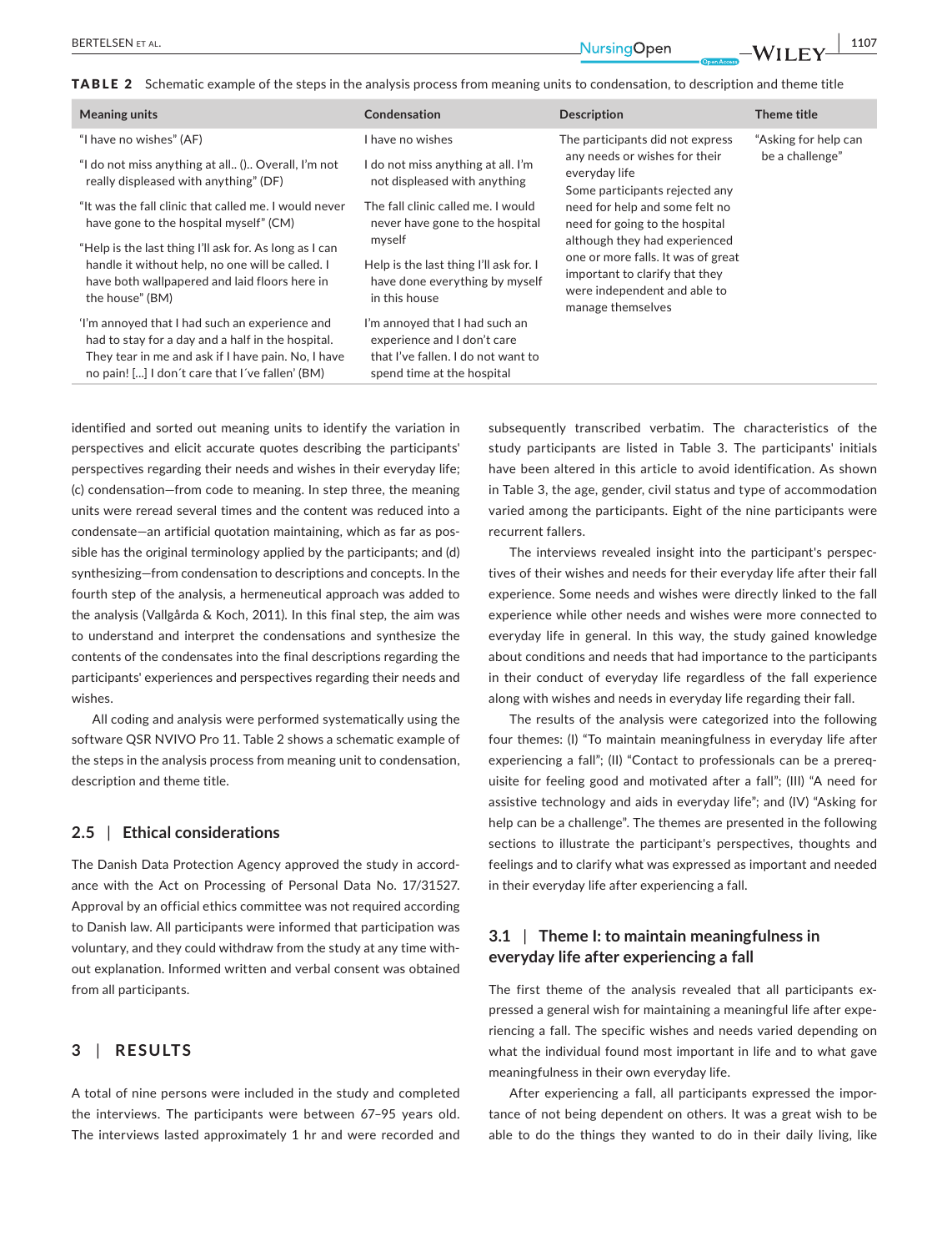**TABLE 2** Schematic example of the steps in the analysis process from meaning units to condensation, to description and theme title

| Meaning units | Condensation | Description | Theme title |
|---|---|---|---|
| "I have no wishes" (AF) | I have no wishes | The participants did not express any needs or wishes for their everyday life<br>Some participants rejected any need for help and some felt no need for going to the hospital although they had experienced one or more falls. It was of great important to clarify that they were independent and able to manage themselves | "Asking for help can be a challenge" |
| "I do not miss anything at all.. ().. Overall, I'm not really displeased with anything" (DF) | I do not miss anything at all. I'm not displeased with anything | | |
| "It was the fall clinic that called me. I would never have gone to the hospital myself" (CM) | The fall clinic called me. I would never have gone to the hospital myself | | |
| "Help is the last thing I'll ask for. As long as I can handle it without help, no one will be called. I have both wallpapered and laid floors here in the house" (BM) | Help is the last thing I'll ask for. I have done everything by myself in this house | | |
| 'I'm annoyed that I had such an experience and had to stay for a day and a half in the hospital. They tear in me and ask if I have pain. No, I have no pain! [...] I don´t care that I´ve fallen' (BM) | I'm annoyed that I had such an experience and I don't care that I've fallen. I do not want to spend time at the hospital | | |

identified and sorted out meaning units to identify the variation in perspectives and elicit accurate quotes describing the participants' perspectives regarding their needs and wishes in their everyday life; (c) condensation—from code to meaning. In step three, the meaning units were reread several times and the content was reduced into a condensate—an artificial quotation maintaining, which as far as possible has the original terminology applied by the participants; and (d) synthesizing—from condensation to descriptions and concepts. In the fourth step of the analysis, a hermeneutical approach was added to the analysis (Vallgårda & Koch, 2011). In this final step, the aim was to understand and interpret the condensations and synthesize the contents of the condensates into the final descriptions regarding the participants' experiences and perspectives regarding their needs and wishes.

All coding and analysis were performed systematically using the software QSR NVIVO Pro 11. Table 2 shows a schematic example of the steps in the analysis process from meaning unit to condensation, description and theme title.

### 2.5 | Ethical considerations

The Danish Data Protection Agency approved the study in accordance with the Act on Processing of Personal Data No. 17/31527. Approval by an official ethics committee was not required according to Danish law. All participants were informed that participation was voluntary, and they could withdraw from the study at any time without explanation. Informed written and verbal consent was obtained from all participants.

## 3 | RESULTS

A total of nine persons were included in the study and completed the interviews. The participants were between 67–95 years old. The interviews lasted approximately 1 hr and were recorded and subsequently transcribed verbatim. The characteristics of the study participants are listed in Table 3. The participants' initials have been altered in this article to avoid identification. As shown in Table 3, the age, gender, civil status and type of accommodation varied among the participants. Eight of the nine participants were recurrent fallers.

The interviews revealed insight into the participant's perspectives of their wishes and needs for their everyday life after their fall experience. Some needs and wishes were directly linked to the fall experience while other needs and wishes were more connected to everyday life in general. In this way, the study gained knowledge about conditions and needs that had importance to the participants in their conduct of everyday life regardless of the fall experience along with wishes and needs in everyday life regarding their fall.

The results of the analysis were categorized into the following four themes: (I) "To maintain meaningfulness in everyday life after experiencing a fall"; (II) "Contact to professionals can be a prerequisite for feeling good and motivated after a fall"; (III) "A need for assistive technology and aids in everyday life"; and (IV) "Asking for help can be a challenge". The themes are presented in the following sections to illustrate the participant's perspectives, thoughts and feelings and to clarify what was expressed as important and needed in their everyday life after experiencing a fall.

### 3.1 | Theme I: to maintain meaningfulness in everyday life after experiencing a fall

The first theme of the analysis revealed that all participants expressed a general wish for maintaining a meaningful life after experiencing a fall. The specific wishes and needs varied depending on what the individual found most important in life and to what gave meaningfulness in their own everyday life.

After experiencing a fall, all participants expressed the importance of not being dependent on others. It was a great wish to be able to do the things they wanted to do in their daily living, like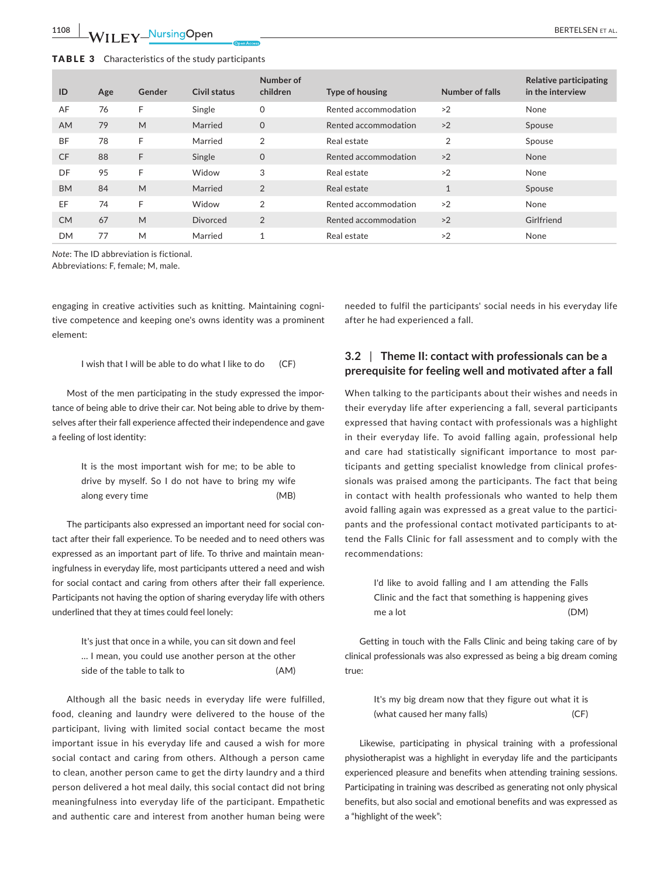**TABLE 3** Characteristics of the study participants

| ID | Age | Gender | Civil status | Number of children | Type of housing | Number of falls | Relative participating in the interview |
|---|---|---|---|---|---|---|---|
| AF | 76 | F | Single | 0 | Rented accommodation | >2 | None |
| AM | 79 | M | Married | 0 | Rented accommodation | >2 | Spouse |
| BF | 78 | F | Married | 2 | Real estate | 2 | Spouse |
| CF | 88 | F | Single | 0 | Rented accommodation | >2 | None |
| DF | 95 | F | Widow | 3 | Real estate | >2 | None |
| BM | 84 | M | Married | 2 | Real estate | 1 | Spouse |
| EF | 74 | F | Widow | 2 | Rented accommodation | >2 | None |
| CM | 67 | M | Divorced | 2 | Rented accommodation | >2 | Girlfriend |
| DM | 77 | M | Married | 1 | Real estate | >2 | None |

*Note*: The ID abbreviation is fictional.
Abbreviations: F, female; M, male.

engaging in creative activities such as knitting. Maintaining cognitive competence and keeping one's owns identity was a prominent element:

> I wish that I will be able to do what I like to do (CF)

Most of the men participating in the study expressed the importance of being able to drive their car. Not being able to drive by themselves after their fall experience affected their independence and gave a feeling of lost identity:

> It is the most important wish for me; to be able to drive by myself. So I do not have to bring my wife along every time (MB)

The participants also expressed an important need for social contact after their fall experience. To be needed and to need others was expressed as an important part of life. To thrive and maintain meaningfulness in everyday life, most participants uttered a need and wish for social contact and caring from others after their fall experience. Participants not having the option of sharing everyday life with others underlined that they at times could feel lonely:

> It's just that once in a while, you can sit down and feel … I mean, you could use another person at the other side of the table to talk to (AM)

Although all the basic needs in everyday life were fulfilled, food, cleaning and laundry were delivered to the house of the participant, living with limited social contact became the most important issue in his everyday life and caused a wish for more social contact and caring from others. Although a person came to clean, another person came to get the dirty laundry and a third person delivered a hot meal daily, this social contact did not bring meaningfulness into everyday life of the participant. Empathetic and authentic care and interest from another human being were needed to fulfil the participants' social needs in his everyday life after he had experienced a fall.

### 3.2 | Theme II: contact with professionals can be a prerequisite for feeling well and motivated after a fall

When talking to the participants about their wishes and needs in their everyday life after experiencing a fall, several participants expressed that having contact with professionals was a highlight in their everyday life. To avoid falling again, professional help and care had statistically significant importance to most participants and getting specialist knowledge from clinical professionals was praised among the participants. The fact that being in contact with health professionals who wanted to help them avoid falling again was expressed as a great value to the participants and the professional contact motivated participants to attend the Falls Clinic for fall assessment and to comply with the recommendations:

> I'd like to avoid falling and I am attending the Falls Clinic and the fact that something is happening gives me a lot (DM)

Getting in touch with the Falls Clinic and being taking care of by clinical professionals was also expressed as being a big dream coming true:

> It's my big dream now that they figure out what it is (what caused her many falls) (CF)

Likewise, participating in physical training with a professional physiotherapist was a highlight in everyday life and the participants experienced pleasure and benefits when attending training sessions. Participating in training was described as generating not only physical benefits, but also social and emotional benefits and was expressed as a "highlight of the week":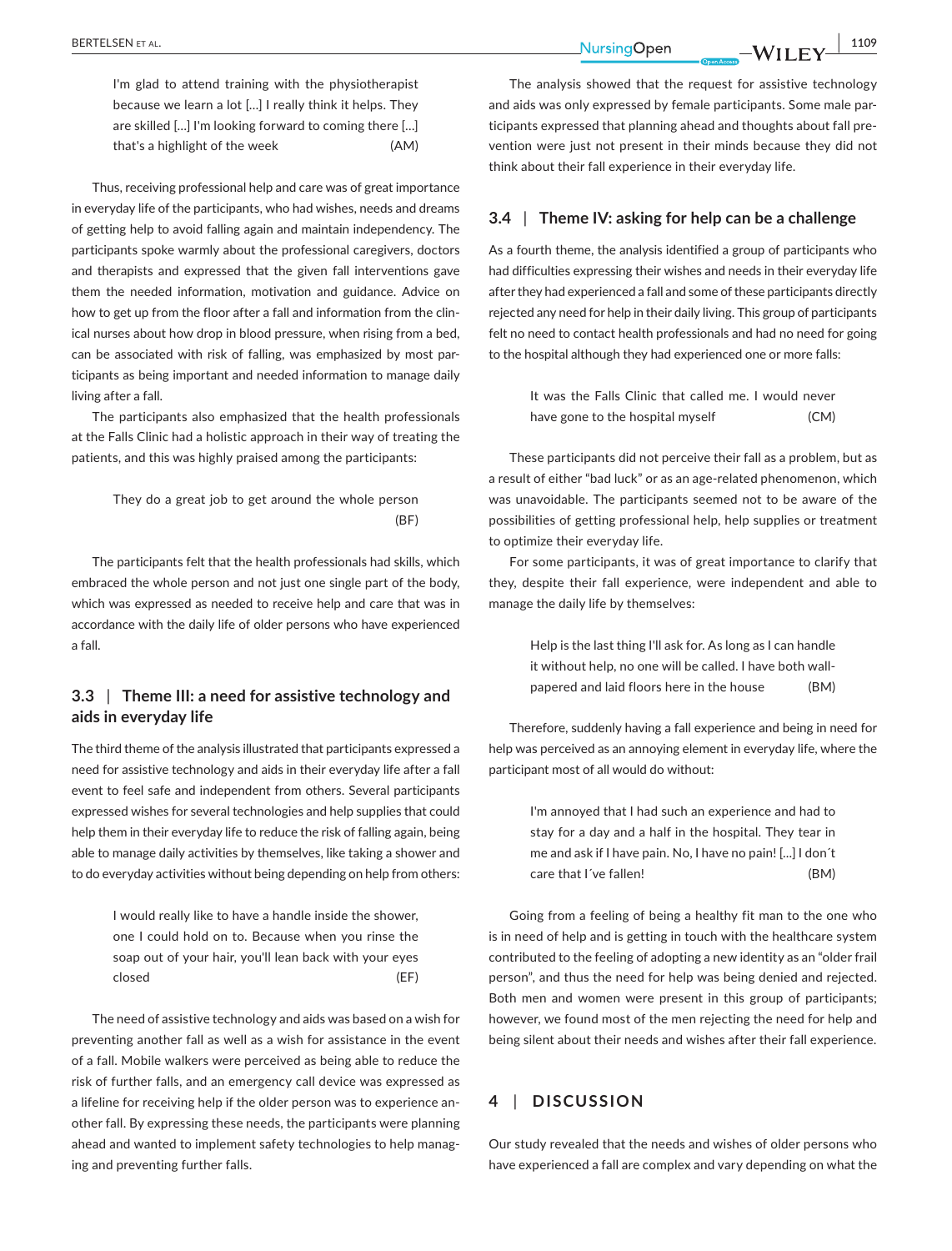> I'm glad to attend training with the physiotherapist because we learn a lot […] I really think it helps. They are skilled […] I'm looking forward to coming there […] that's a highlight of the week (AM)

Thus, receiving professional help and care was of great importance in everyday life of the participants, who had wishes, needs and dreams of getting help to avoid falling again and maintain independency. The participants spoke warmly about the professional caregivers, doctors and therapists and expressed that the given fall interventions gave them the needed information, motivation and guidance. Advice on how to get up from the floor after a fall and information from the clinical nurses about how drop in blood pressure, when rising from a bed, can be associated with risk of falling, was emphasized by most participants as being important and needed information to manage daily living after a fall.

The participants also emphasized that the health professionals at the Falls Clinic had a holistic approach in their way of treating the patients, and this was highly praised among the participants:

> They do a great job to get around the whole person (BF)

The participants felt that the health professionals had skills, which embraced the whole person and not just one single part of the body, which was expressed as needed to receive help and care that was in accordance with the daily life of older persons who have experienced a fall.

### 3.3 | Theme III: a need for assistive technology and aids in everyday life

The third theme of the analysis illustrated that participants expressed a need for assistive technology and aids in their everyday life after a fall event to feel safe and independent from others. Several participants expressed wishes for several technologies and help supplies that could help them in their everyday life to reduce the risk of falling again, being able to manage daily activities by themselves, like taking a shower and to do everyday activities without being depending on help from others:

> I would really like to have a handle inside the shower, one I could hold on to. Because when you rinse the soap out of your hair, you'll lean back with your eyes closed (EF)

The need of assistive technology and aids was based on a wish for preventing another fall as well as a wish for assistance in the event of a fall. Mobile walkers were perceived as being able to reduce the risk of further falls, and an emergency call device was expressed as a lifeline for receiving help if the older person was to experience another fall. By expressing these needs, the participants were planning ahead and wanted to implement safety technologies to help managing and preventing further falls.

The analysis showed that the request for assistive technology and aids was only expressed by female participants. Some male participants expressed that planning ahead and thoughts about fall prevention were just not present in their minds because they did not think about their fall experience in their everyday life.

### 3.4 | Theme IV: asking for help can be a challenge

As a fourth theme, the analysis identified a group of participants who had difficulties expressing their wishes and needs in their everyday life after they had experienced a fall and some of these participants directly rejected any need for help in their daily living. This group of participants felt no need to contact health professionals and had no need for going to the hospital although they had experienced one or more falls:

> It was the Falls Clinic that called me. I would never have gone to the hospital myself (CM)

These participants did not perceive their fall as a problem, but as a result of either "bad luck" or as an age-related phenomenon, which was unavoidable. The participants seemed not to be aware of the possibilities of getting professional help, help supplies or treatment to optimize their everyday life.

For some participants, it was of great importance to clarify that they, despite their fall experience, were independent and able to manage the daily life by themselves:

> Help is the last thing I'll ask for. As long as I can handle it without help, no one will be called. I have both wallpapered and laid floors here in the house (BM)

Therefore, suddenly having a fall experience and being in need for help was perceived as an annoying element in everyday life, where the participant most of all would do without:

> I'm annoyed that I had such an experience and had to stay for a day and a half in the hospital. They tear in me and ask if I have pain. No, I have no pain! […] I don´t care that I´ve fallen! (BM)

Going from a feeling of being a healthy fit man to the one who is in need of help and is getting in touch with the healthcare system contributed to the feeling of adopting a new identity as an "older frail person", and thus the need for help was being denied and rejected. Both men and women were present in this group of participants; however, we found most of the men rejecting the need for help and being silent about their needs and wishes after their fall experience.

## 4 | DISCUSSION

Our study revealed that the needs and wishes of older persons who have experienced a fall are complex and vary depending on what the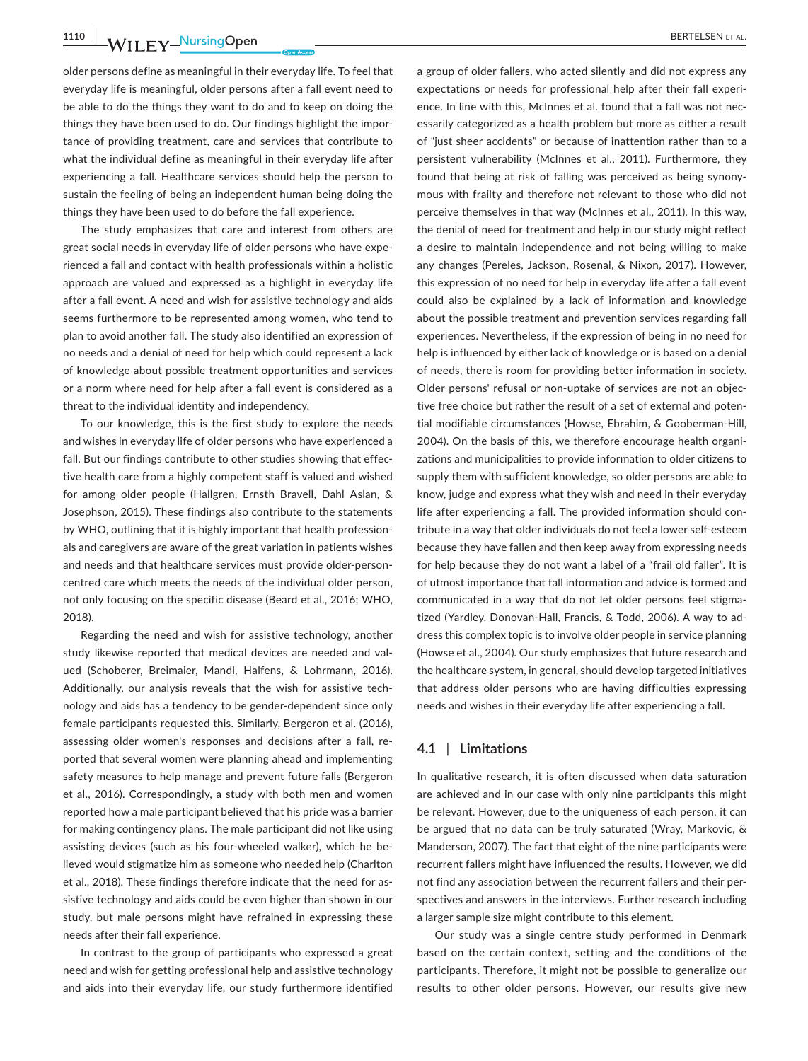older persons define as meaningful in their everyday life. To feel that everyday life is meaningful, older persons after a fall event need to be able to do the things they want to do and to keep on doing the things they have been used to do. Our findings highlight the importance of providing treatment, care and services that contribute to what the individual define as meaningful in their everyday life after experiencing a fall. Healthcare services should help the person to sustain the feeling of being an independent human being doing the things they have been used to do before the fall experience.

The study emphasizes that care and interest from others are great social needs in everyday life of older persons who have experienced a fall and contact with health professionals within a holistic approach are valued and expressed as a highlight in everyday life after a fall event. A need and wish for assistive technology and aids seems furthermore to be represented among women, who tend to plan to avoid another fall. The study also identified an expression of no needs and a denial of need for help which could represent a lack of knowledge about possible treatment opportunities and services or a norm where need for help after a fall event is considered as a threat to the individual identity and independency.

To our knowledge, this is the first study to explore the needs and wishes in everyday life of older persons who have experienced a fall. But our findings contribute to other studies showing that effective health care from a highly competent staff is valued and wished for among older people (Hallgren, Ernsth Bravell, Dahl Aslan, & Josephson, 2015). These findings also contribute to the statements by WHO, outlining that it is highly important that health professionals and caregivers are aware of the great variation in patients wishes and needs and that healthcare services must provide older-person-centred care which meets the needs of the individual older person, not only focusing on the specific disease (Beard et al., 2016; WHO, 2018).

Regarding the need and wish for assistive technology, another study likewise reported that medical devices are needed and valued (Schoberer, Breimaier, Mandl, Halfens, & Lohrmann, 2016). Additionally, our analysis reveals that the wish for assistive technology and aids has a tendency to be gender-dependent since only female participants requested this. Similarly, Bergeron et al. (2016), assessing older women's responses and decisions after a fall, reported that several women were planning ahead and implementing safety measures to help manage and prevent future falls (Bergeron et al., 2016). Correspondingly, a study with both men and women reported how a male participant believed that his pride was a barrier for making contingency plans. The male participant did not like using assisting devices (such as his four-wheeled walker), which he believed would stigmatize him as someone who needed help (Charlton et al., 2018). These findings therefore indicate that the need for assistive technology and aids could be even higher than shown in our study, but male persons might have refrained in expressing these needs after their fall experience.

In contrast to the group of participants who expressed a great need and wish for getting professional help and assistive technology and aids into their everyday life, our study furthermore identified a group of older fallers, who acted silently and did not express any expectations or needs for professional help after their fall experience. In line with this, McInnes et al. found that a fall was not necessarily categorized as a health problem but more as either a result of "just sheer accidents" or because of inattention rather than to a persistent vulnerability (McInnes et al., 2011). Furthermore, they found that being at risk of falling was perceived as being synonymous with frailty and therefore not relevant to those who did not perceive themselves in that way (McInnes et al., 2011). In this way, the denial of need for treatment and help in our study might reflect a desire to maintain independence and not being willing to make any changes (Pereles, Jackson, Rosenal, & Nixon, 2017). However, this expression of no need for help in everyday life after a fall event could also be explained by a lack of information and knowledge about the possible treatment and prevention services regarding fall experiences. Nevertheless, if the expression of being in no need for help is influenced by either lack of knowledge or is based on a denial of needs, there is room for providing better information in society. Older persons' refusal or non-uptake of services are not an objective free choice but rather the result of a set of external and potential modifiable circumstances (Howse, Ebrahim, & Gooberman-Hill, 2004). On the basis of this, we therefore encourage health organizations and municipalities to provide information to older citizens to supply them with sufficient knowledge, so older persons are able to know, judge and express what they wish and need in their everyday life after experiencing a fall. The provided information should contribute in a way that older individuals do not feel a lower self-esteem because they have fallen and then keep away from expressing needs for help because they do not want a label of a "frail old faller". It is of utmost importance that fall information and advice is formed and communicated in a way that do not let older persons feel stigmatized (Yardley, Donovan-Hall, Francis, & Todd, 2006). A way to address this complex topic is to involve older people in service planning (Howse et al., 2004). Our study emphasizes that future research and the healthcare system, in general, should develop targeted initiatives that address older persons who are having difficulties expressing needs and wishes in their everyday life after experiencing a fall.

### 4.1 | Limitations

In qualitative research, it is often discussed when data saturation are achieved and in our case with only nine participants this might be relevant. However, due to the uniqueness of each person, it can be argued that no data can be truly saturated (Wray, Markovic, & Manderson, 2007). The fact that eight of the nine participants were recurrent fallers might have influenced the results. However, we did not find any association between the recurrent fallers and their perspectives and answers in the interviews. Further research including a larger sample size might contribute to this element.

Our study was a single centre study performed in Denmark based on the certain context, setting and the conditions of the participants. Therefore, it might not be possible to generalize our results to other older persons. However, our results give new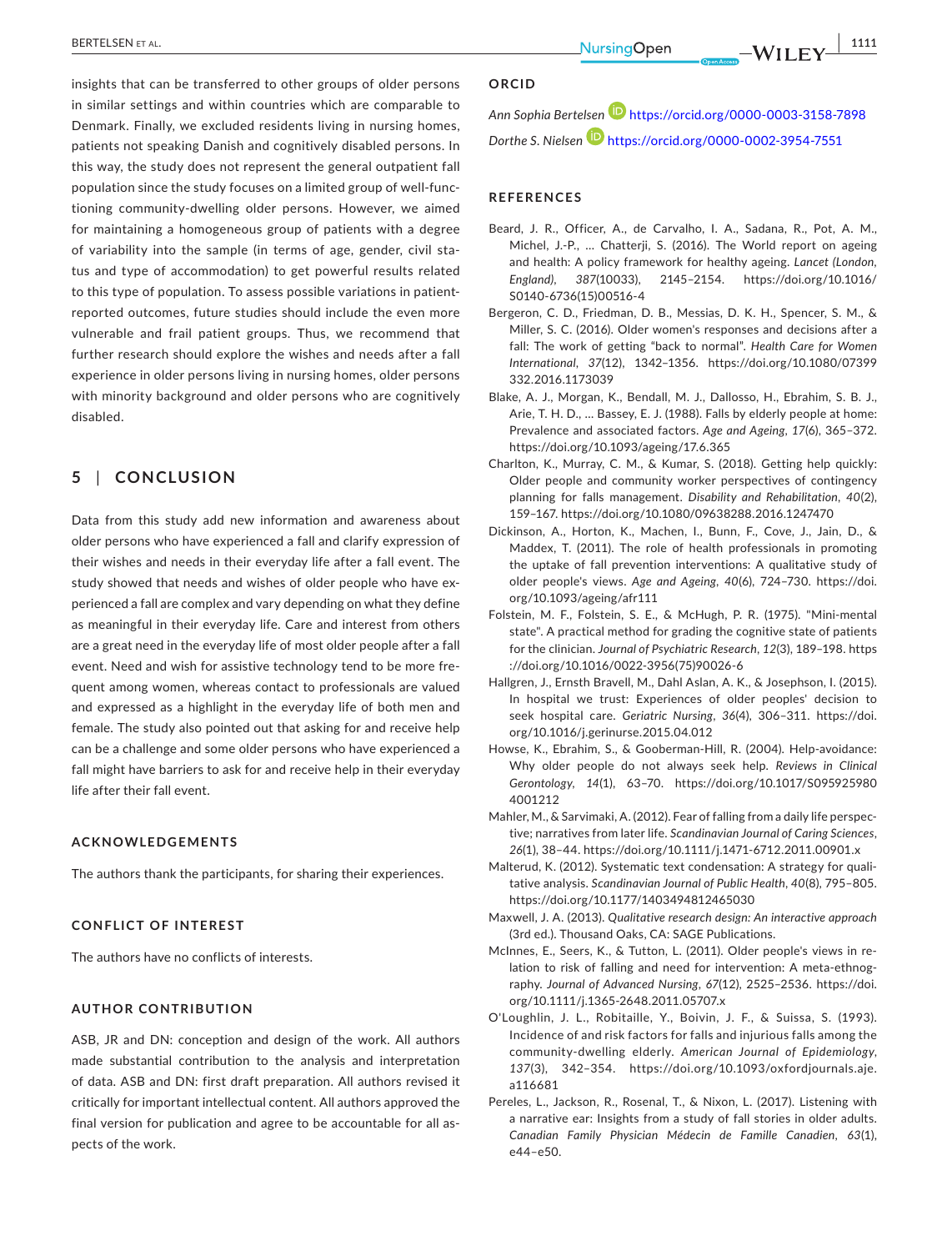insights that can be transferred to other groups of older persons in similar settings and within countries which are comparable to Denmark. Finally, we excluded residents living in nursing homes, patients not speaking Danish and cognitively disabled persons. In this way, the study does not represent the general outpatient fall population since the study focuses on a limited group of well-functioning community-dwelling older persons. However, we aimed for maintaining a homogeneous group of patients with a degree of variability into the sample (in terms of age, gender, civil status and type of accommodation) to get powerful results related to this type of population. To assess possible variations in patient-reported outcomes, future studies should include the even more vulnerable and frail patient groups. Thus, we recommend that further research should explore the wishes and needs after a fall experience in older persons living in nursing homes, older persons with minority background and older persons who are cognitively disabled.

## 5 | CONCLUSION

Data from this study add new information and awareness about older persons who have experienced a fall and clarify expression of their wishes and needs in their everyday life after a fall event. The study showed that needs and wishes of older people who have experienced a fall are complex and vary depending on what they define as meaningful in their everyday life. Care and interest from others are a great need in the everyday life of most older people after a fall event. Need and wish for assistive technology tend to be more frequent among women, whereas contact to professionals are valued and expressed as a highlight in the everyday life of both men and female. The study also pointed out that asking for and receive help can be a challenge and some older persons who have experienced a fall might have barriers to ask for and receive help in their everyday life after their fall event.

### ACKNOWLEDGEMENTS

The authors thank the participants, for sharing their experiences.

### CONFLICT OF INTEREST

The authors have no conflicts of interests.

### AUTHOR CONTRIBUTION

ASB, JR and DN: conception and design of the work. All authors made substantial contribution to the analysis and interpretation of data. ASB and DN: first draft preparation. All authors revised it critically for important intellectual content. All authors approved the final version for publication and agree to be accountable for all aspects of the work.

### ORCID

*Ann Sophia Bertelsen* https://orcid.org/0000-0003-3158-7898

*Dorthe S. Nielsen* https://orcid.org/0000-0002-3954-7551

### REFERENCES

Beard, J. R., Officer, A., de Carvalho, I. A., Sadana, R., Pot, A. M., Michel, J.-P., … Chatterji, S. (2016). The World report on ageing and health: A policy framework for healthy ageing. *Lancet (London, England)*, *387*(10033), 2145–2154. https://doi.org/10.1016/S0140-6736(15)00516-4

Bergeron, C. D., Friedman, D. B., Messias, D. K. H., Spencer, S. M., & Miller, S. C. (2016). Older women's responses and decisions after a fall: The work of getting "back to normal". *Health Care for Women International*, *37*(12), 1342–1356. https://doi.org/10.1080/07399332.2016.1173039

Blake, A. J., Morgan, K., Bendall, M. J., Dallosso, H., Ebrahim, S. B. J., Arie, T. H. D., … Bassey, E. J. (1988). Falls by elderly people at home: Prevalence and associated factors. *Age and Ageing*, *17*(6), 365–372. https://doi.org/10.1093/ageing/17.6.365

Charlton, K., Murray, C. M., & Kumar, S. (2018). Getting help quickly: Older people and community worker perspectives of contingency planning for falls management. *Disability and Rehabilitation*, *40*(2), 159–167. https://doi.org/10.1080/09638288.2016.1247470

Dickinson, A., Horton, K., Machen, I., Bunn, F., Cove, J., Jain, D., & Maddex, T. (2011). The role of health professionals in promoting the uptake of fall prevention interventions: A qualitative study of older people's views. *Age and Ageing*, *40*(6), 724–730. https://doi.org/10.1093/ageing/afr111

Folstein, M. F., Folstein, S. E., & McHugh, P. R. (1975). "Mini-mental state". A practical method for grading the cognitive state of patients for the clinician. *Journal of Psychiatric Research*, *12*(3), 189–198. https://doi.org/10.1016/0022-3956(75)90026-6

Hallgren, J., Ernsth Bravell, M., Dahl Aslan, A. K., & Josephson, I. (2015). In hospital we trust: Experiences of older peoples' decision to seek hospital care. *Geriatric Nursing*, *36*(4), 306–311. https://doi.org/10.1016/j.gerinurse.2015.04.012

Howse, K., Ebrahim, S., & Gooberman-Hill, R. (2004). Help-avoidance: Why older people do not always seek help. *Reviews in Clinical Gerontology*, *14*(1), 63–70. https://doi.org/10.1017/S0959259804001212

Mahler, M., & Sarvimaki, A. (2012). Fear of falling from a daily life perspective; narratives from later life. *Scandinavian Journal of Caring Sciences*, *26*(1), 38–44. https://doi.org/10.1111/j.1471-6712.2011.00901.x

Malterud, K. (2012). Systematic text condensation: A strategy for qualitative analysis. *Scandinavian Journal of Public Health*, *40*(8), 795–805. https://doi.org/10.1177/1403494812465030

Maxwell, J. A. (2013). *Qualitative research design: An interactive approach* (3rd ed.). Thousand Oaks, CA: SAGE Publications.

McInnes, E., Seers, K., & Tutton, L. (2011). Older people's views in relation to risk of falling and need for intervention: A meta-ethnography. *Journal of Advanced Nursing*, *67*(12), 2525–2536. https://doi.org/10.1111/j.1365-2648.2011.05707.x

O'Loughlin, J. L., Robitaille, Y., Boivin, J. F., & Suissa, S. (1993). Incidence of and risk factors for falls and injurious falls among the community-dwelling elderly. *American Journal of Epidemiology*, *137*(3), 342–354. https://doi.org/10.1093/oxfordjournals.aje.a116681

Pereles, L., Jackson, R., Rosenal, T., & Nixon, L. (2017). Listening with a narrative ear: Insights from a study of fall stories in older adults. *Canadian Family Physician Médecin de Famille Canadien*, *63*(1), e44–e50.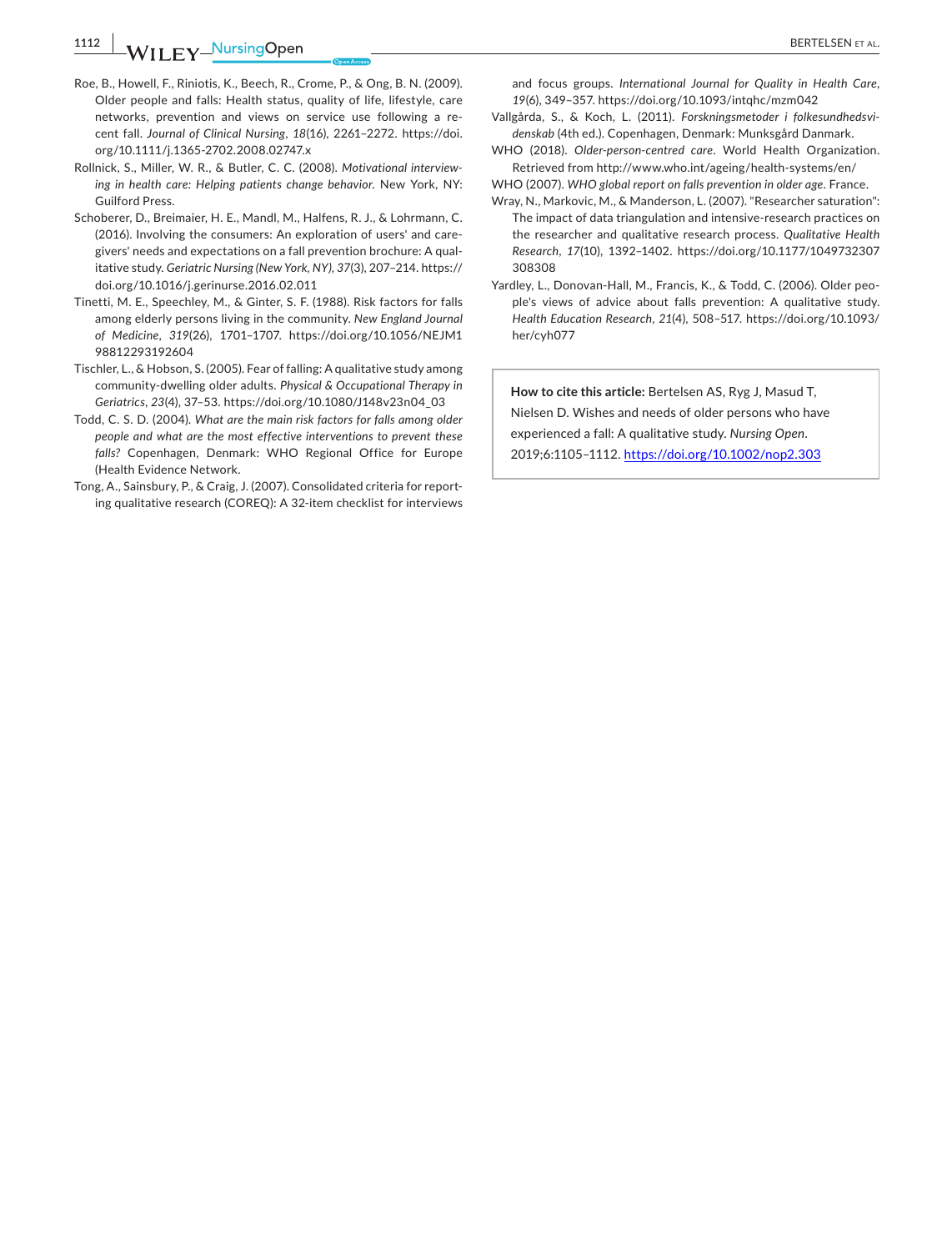Roe, B., Howell, F., Riniotis, K., Beech, R., Crome, P., & Ong, B. N. (2009). Older people and falls: Health status, quality of life, lifestyle, care networks, prevention and views on service use following a recent fall. *Journal of Clinical Nursing*, *18*(16), 2261–2272. https://doi.org/10.1111/j.1365-2702.2008.02747.x

Rollnick, S., Miller, W. R., & Butler, C. C. (2008). *Motivational interviewing in health care: Helping patients change behavior*. New York, NY: Guilford Press.

Schoberer, D., Breimaier, H. E., Mandl, M., Halfens, R. J., & Lohrmann, C. (2016). Involving the consumers: An exploration of users' and caregivers' needs and expectations on a fall prevention brochure: A qualitative study. *Geriatric Nursing (New York, NY)*, *37*(3), 207–214. https://doi.org/10.1016/j.gerinurse.2016.02.011

Tinetti, M. E., Speechley, M., & Ginter, S. F. (1988). Risk factors for falls among elderly persons living in the community. *New England Journal of Medicine*, *319*(26), 1701–1707. https://doi.org/10.1056/NEJM198812293192604

Tischler, L., & Hobson, S. (2005). Fear of falling: A qualitative study among community-dwelling older adults. *Physical & Occupational Therapy in Geriatrics*, *23*(4), 37–53. https://doi.org/10.1080/J148v23n04_03

Todd, C. S. D. (2004). *What are the main risk factors for falls among older people and what are the most effective interventions to prevent these falls?* Copenhagen, Denmark: WHO Regional Office for Europe (Health Evidence Network.

Tong, A., Sainsbury, P., & Craig, J. (2007). Consolidated criteria for reporting qualitative research (COREQ): A 32-item checklist for interviews and focus groups. *International Journal for Quality in Health Care*, *19*(6), 349–357. https://doi.org/10.1093/intqhc/mzm042

Vallgårda, S., & Koch, L. (2011). *Forskningsmetoder i folkesundhedsvidenskab* (4th ed.). Copenhagen, Denmark: Munksgård Danmark.

WHO (2018). *Older-person-centred care*. World Health Organization. Retrieved from http://www.who.int/ageing/health-systems/en/

WHO (2007). *WHO global report on falls prevention in older age*. France.

Wray, N., Markovic, M., & Manderson, L. (2007). "Researcher saturation": The impact of data triangulation and intensive-research practices on the researcher and qualitative research process. *Qualitative Health Research*, *17*(10), 1392–1402. https://doi.org/10.1177/1049732307308308

Yardley, L., Donovan-Hall, M., Francis, K., & Todd, C. (2006). Older people's views of advice about falls prevention: A qualitative study. *Health Education Research*, *21*(4), 508–517. https://doi.org/10.1093/her/cyh077

**How to cite this article:** Bertelsen AS, Ryg J, Masud T, Nielsen D. Wishes and needs of older persons who have experienced a fall: A qualitative study. *Nursing Open*. 2019;6:1105–1112. https://doi.org/10.1002/nop2.303